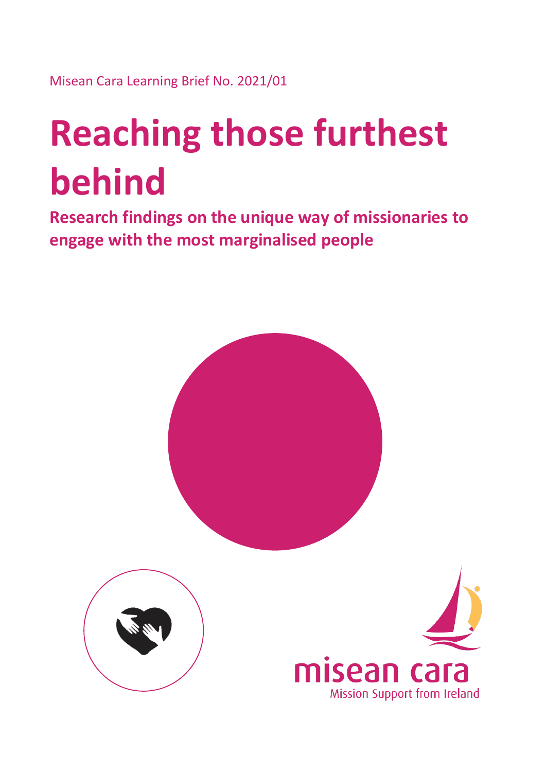Misean Cara Learning Brief No. 2021/01

# Reaching those furthest behind

## Research findings on the unique way of missionaries to engage with the most marginalised people

misean cara

Mission Support from Ireland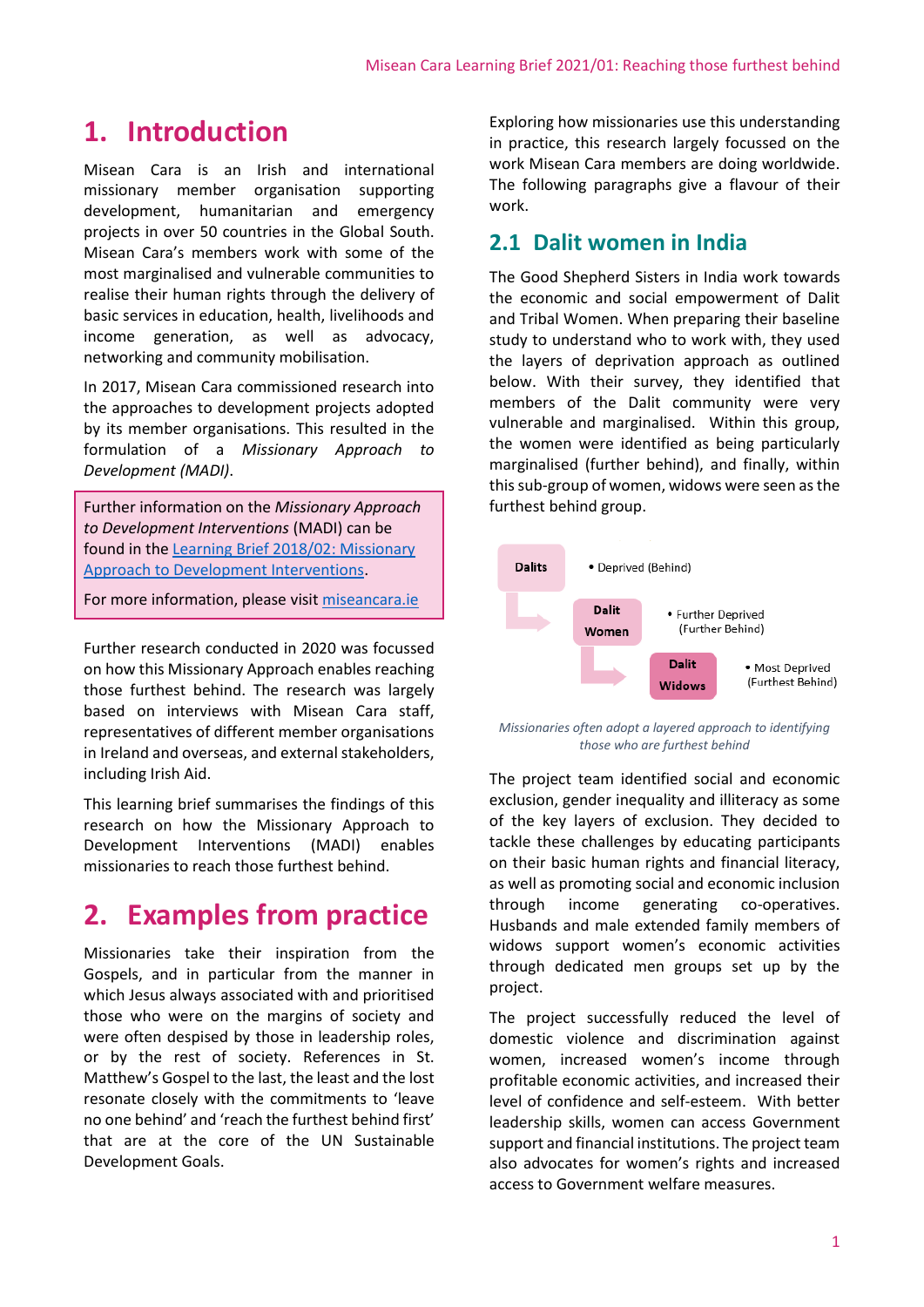# 1. Introduction

Misean Cara is an Irish and international missionary member organisation supporting development, humanitarian and emergency projects in over 50 countries in the Global South. Misean Cara's members work with some of the most marginalised and vulnerable communities to realise their human rights through the delivery of basic services in education, health, livelihoods and income generation, as well as advocacy, networking and community mobilisation.

In 2017, Misean Cara commissioned research into the approaches to development projects adopted by its member organisations. This resulted in the formulation of a *Missionary Approach to Development (MADI)*.

> Further information on the *Missionary Approach to Development Interventions* (MADI) can be found in the [Learning Brief 2018/02: Missionary Approach to Development Interventions](#).
>
> For more information, please visit [miseancara.ie](#)

Further research conducted in 2020 was focussed on how this Missionary Approach enables reaching those furthest behind. The research was largely based on interviews with Misean Cara staff, representatives of different member organisations in Ireland and overseas, and external stakeholders, including Irish Aid.

This learning brief summarises the findings of this research on how the Missionary Approach to Development Interventions (MADI) enables missionaries to reach those furthest behind.

# 2. Examples from practice

Missionaries take their inspiration from the Gospels, and in particular from the manner in which Jesus always associated with and prioritised those who were on the margins of society and were often despised by those in leadership roles, or by the rest of society. References in St. Matthew's Gospel to the last, the least and the lost resonate closely with the commitments to 'leave no one behind' and 'reach the furthest behind first' that are at the core of the UN Sustainable Development Goals.

Exploring how missionaries use this understanding in practice, this research largely focussed on the work Misean Cara members are doing worldwide. The following paragraphs give a flavour of their work.

## 2.1 Dalit women in India

The Good Shepherd Sisters in India work towards the economic and social empowerment of Dalit and Tribal Women. When preparing their baseline study to understand who to work with, they used the layers of deprivation approach as outlined below. With their survey, they identified that members of the Dalit community were very vulnerable and marginalised. Within this group, the women were identified as being particularly marginalised (further behind), and finally, within this sub-group of women, widows were seen as the furthest behind group.

- **Dalits** — Deprived (Behind)
- **Dalit Women** — Further Deprived (Further Behind)
- **Dalit Widows** — Most Deprived (Furthest Behind)

*Missionaries often adopt a layered approach to identifying those who are furthest behind*

The project team identified social and economic exclusion, gender inequality and illiteracy as some of the key layers of exclusion. They decided to tackle these challenges by educating participants on their basic human rights and financial literacy, as well as promoting social and economic inclusion through income generating co-operatives. Husbands and male extended family members of widows support women's economic activities through dedicated men groups set up by the project.

The project successfully reduced the level of domestic violence and discrimination against women, increased women's income through profitable economic activities, and increased their level of confidence and self-esteem. With better leadership skills, women can access Government support and financial institutions. The project team also advocates for women's rights and increased access to Government welfare measures.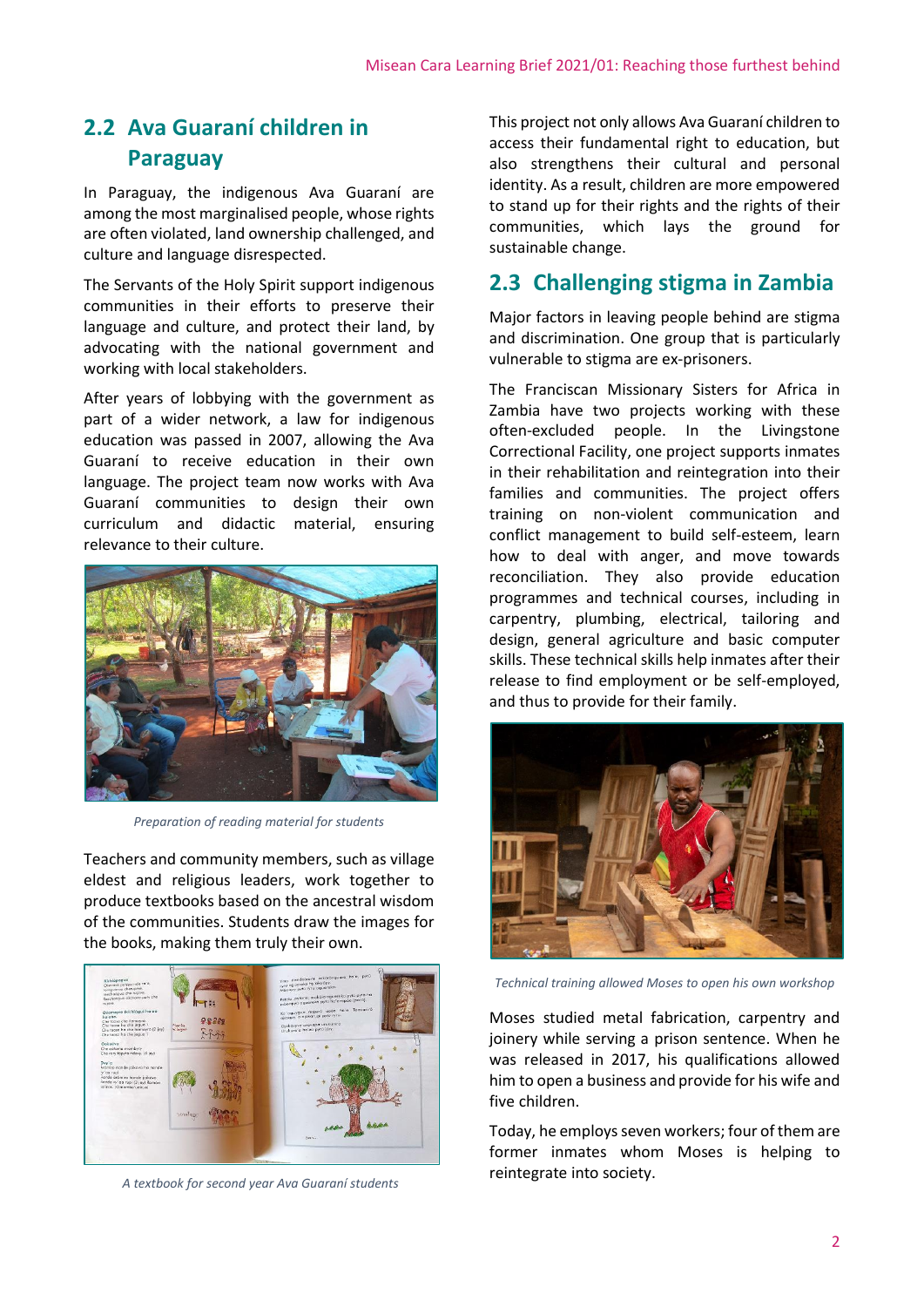## 2.2 Ava Guaraní children in Paraguay

In Paraguay, the indigenous Ava Guaraní are among the most marginalised people, whose rights are often violated, land ownership challenged, and culture and language disrespected.

The Servants of the Holy Spirit support indigenous communities in their efforts to preserve their language and culture, and protect their land, by advocating with the national government and working with local stakeholders.

After years of lobbying with the government as part of a wider network, a law for indigenous education was passed in 2007, allowing the Ava Guaraní to receive education in their own language. The project team now works with Ava Guaraní communities to design their own curriculum and didactic material, ensuring relevance to their culture.

*Preparation of reading material for students*

Teachers and community members, such as village eldest and religious leaders, work together to produce textbooks based on the ancestral wisdom of the communities. Students draw the images for the books, making them truly their own.

*A textbook for second year Ava Guaraní students*

This project not only allows Ava Guaraní children to access their fundamental right to education, but also strengthens their cultural and personal identity. As a result, children are more empowered to stand up for their rights and the rights of their communities, which lays the ground for sustainable change.

## 2.3 Challenging stigma in Zambia

Major factors in leaving people behind are stigma and discrimination. One group that is particularly vulnerable to stigma are ex-prisoners.

The Franciscan Missionary Sisters for Africa in Zambia have two projects working with these often-excluded people. In the Livingstone Correctional Facility, one project supports inmates in their rehabilitation and reintegration into their families and communities. The project offers training on non-violent communication and conflict management to build self-esteem, learn how to deal with anger, and move towards reconciliation. They also provide education programmes and technical courses, including in carpentry, plumbing, electrical, tailoring and design, general agriculture and basic computer skills. These technical skills help inmates after their release to find employment or be self-employed, and thus to provide for their family.

*Technical training allowed Moses to open his own workshop*

Moses studied metal fabrication, carpentry and joinery while serving a prison sentence. When he was released in 2017, his qualifications allowed him to open a business and provide for his wife and five children.

Today, he employs seven workers; four of them are former inmates whom Moses is helping to reintegrate into society.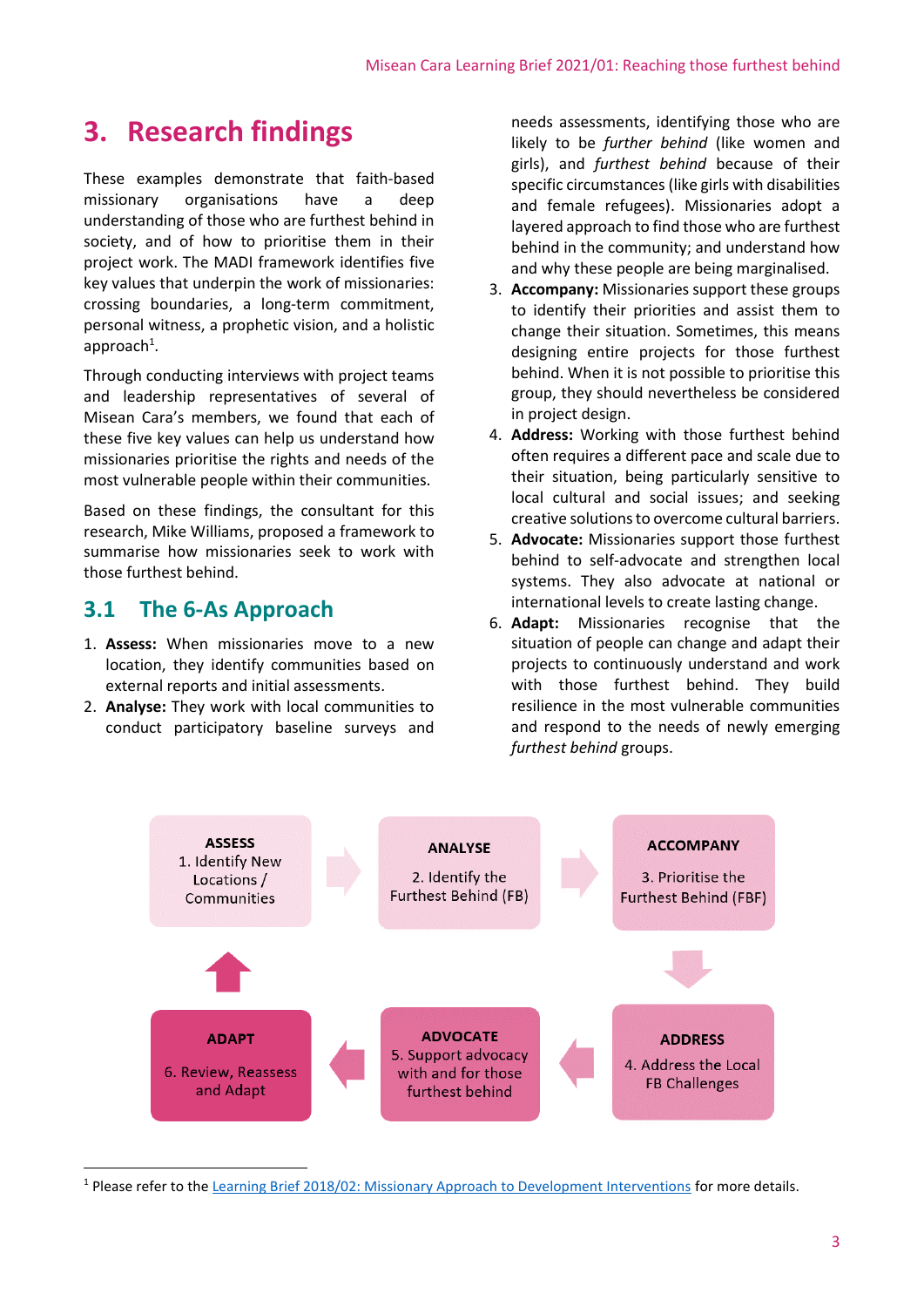## 3. Research findings

These examples demonstrate that faith-based missionary organisations have a deep understanding of those who are furthest behind in society, and of how to prioritise them in their project work. The MADI framework identifies five key values that underpin the work of missionaries: crossing boundaries, a long-term commitment, personal witness, a prophetic vision, and a holistic approach[1].

Through conducting interviews with project teams and leadership representatives of several of Misean Cara's members, we found that each of these five key values can help us understand how missionaries prioritise the rights and needs of the most vulnerable people within their communities.

Based on these findings, the consultant for this research, Mike Williams, proposed a framework to summarise how missionaries seek to work with those furthest behind.

### 3.1 The 6-As Approach

1. **Assess:** When missionaries move to a new location, they identify communities based on external reports and initial assessments.
2. **Analyse:** They work with local communities to conduct participatory baseline surveys and needs assessments, identifying those who are likely to be *further behind* (like women and girls), and *furthest behind* because of their specific circumstances (like girls with disabilities and female refugees). Missionaries adopt a layered approach to find those who are furthest behind in the community; and understand how and why these people are being marginalised.
3. **Accompany:** Missionaries support these groups to identify their priorities and assist them to change their situation. Sometimes, this means designing entire projects for those furthest behind. When it is not possible to prioritise this group, they should nevertheless be considered in project design.
4. **Address:** Working with those furthest behind often requires a different pace and scale due to their situation, being particularly sensitive to local cultural and social issues; and seeking creative solutions to overcome cultural barriers.
5. **Advocate:** Missionaries support those furthest behind to self-advocate and strengthen local systems. They also advocate at national or international levels to create lasting change.
6. **Adapt:** Missionaries recognise that the situation of people can change and adapt their projects to continuously understand and work with those furthest behind. They build resilience in the most vulnerable communities and respond to the needs of newly emerging *furthest behind* groups.

ASSESS: 1. Identify New Locations / Communities → ANALYSE: 2. Identify the Furthest Behind (FB) → ACCOMPANY: 3. Prioritise the Furthest Behind (FBF) → ADDRESS: 4. Address the Local FB Challenges → ADVOCATE: 5. Support advocacy with and for those furthest behind → ADAPT: 6. Review, Reassess and Adapt → ASSESS

[1] Please refer to the Learning Brief 2018/02: Missionary Approach to Development Interventions for more details.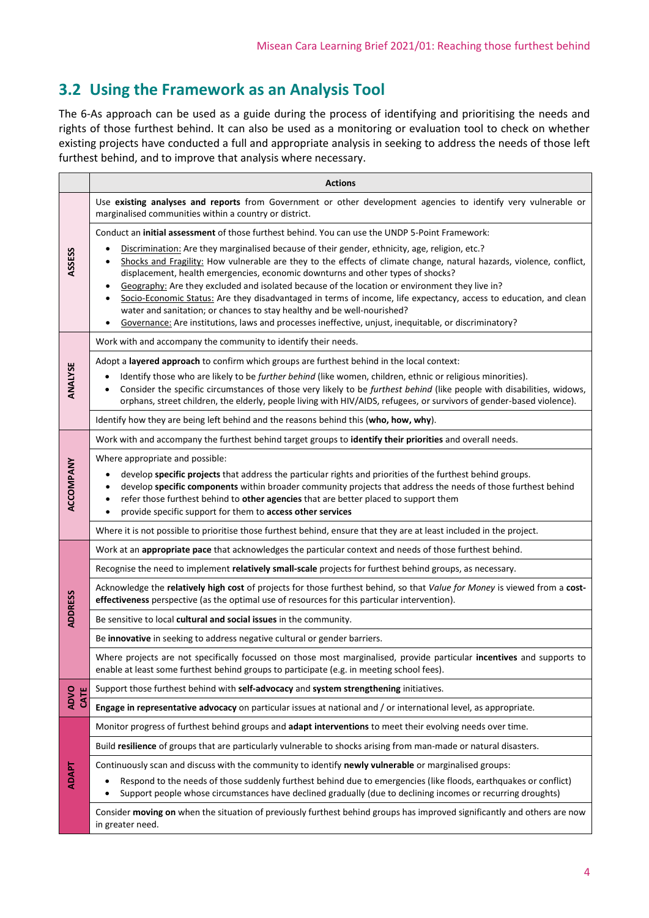## 3.2 Using the Framework as an Analysis Tool

The 6-As approach can be used as a guide during the process of identifying and prioritising the needs and rights of those furthest behind. It can also be used as a monitoring or evaluation tool to check on whether existing projects have conducted a full and appropriate analysis in seeking to address the needs of those left furthest behind, and to improve that analysis where necessary.

| | Actions |
|---|---|
| **ASSESS** | Use **existing analyses and reports** from Government or other development agencies to identify very vulnerable or marginalised communities within a country or district. |
| | Conduct an **initial assessment** of those furthest behind. You can use the UNDP 5-Point Framework:<br>• Discrimination: Are they marginalised because of their gender, ethnicity, age, religion, etc.?<br>• Shocks and Fragility: How vulnerable are they to the effects of climate change, natural hazards, violence, conflict, displacement, health emergencies, economic downturns and other types of shocks?<br>• Geography: Are they excluded and isolated because of the location or environment they live in?<br>• Socio-Economic Status: Are they disadvantaged in terms of income, life expectancy, access to education, and clean water and sanitation; or chances to stay healthy and be well-nourished?<br>• Governance: Are institutions, laws and processes ineffective, unjust, inequitable, or discriminatory? |
| **ANALYSE** | Work with and accompany the community to identify their needs. |
| | Adopt a **layered approach** to confirm which groups are furthest behind in the local context:<br>• Identify those who are likely to be *further behind* (like women, children, ethnic or religious minorities).<br>• Consider the specific circumstances of those very likely to be *furthest behind* (like people with disabilities, widows, orphans, street children, the elderly, people living with HIV/AIDS, refugees, or survivors of gender-based violence). |
| | Identify how they are being left behind and the reasons behind this (**who, how, why**). |
| **ACCOMPANY** | Work with and accompany the furthest behind target groups to **identify their priorities** and overall needs. |
| | Where appropriate and possible:<br>• develop **specific projects** that address the particular rights and priorities of the furthest behind groups.<br>• develop **specific components** within broader community projects that address the needs of those furthest behind<br>• refer those furthest behind to **other agencies** that are better placed to support them<br>• provide specific support for them to **access other services** |
| | Where it is not possible to prioritise those furthest behind, ensure that they are at least included in the project. |
| **ADDRESS** | Work at an **appropriate pace** that acknowledges the particular context and needs of those furthest behind. |
| | Recognise the need to implement **relatively small-scale** projects for furthest behind groups, as necessary. |
| | Acknowledge the **relatively high cost** of projects for those furthest behind, so that *Value for Money* is viewed from a **cost-effectiveness** perspective (as the optimal use of resources for this particular intervention). |
| | Be sensitive to local **cultural and social issues** in the community. |
| | Be **innovative** in seeking to address negative cultural or gender barriers. |
| | Where projects are not specifically focussed on those most marginalised, provide particular **incentives** and supports to enable at least some furthest behind groups to participate (e.g. in meeting school fees). |
| **ADVOCATE** | Support those furthest behind with **self-advocacy** and **system strengthening** initiatives. |
| | **Engage in representative advocacy** on particular issues at national and / or international level, as appropriate. |
| **ADAPT** | Monitor progress of furthest behind groups and **adapt interventions** to meet their evolving needs over time. |
| | Build **resilience** of groups that are particularly vulnerable to shocks arising from man-made or natural disasters. |
| | Continuously scan and discuss with the community to identify **newly vulnerable** or marginalised groups:<br>• Respond to the needs of those suddenly furthest behind due to emergencies (like floods, earthquakes or conflict)<br>• Support people whose circumstances have declined gradually (due to declining incomes or recurring droughts) |
| | Consider **moving on** when the situation of previously furthest behind groups has improved significantly and others are now in greater need. |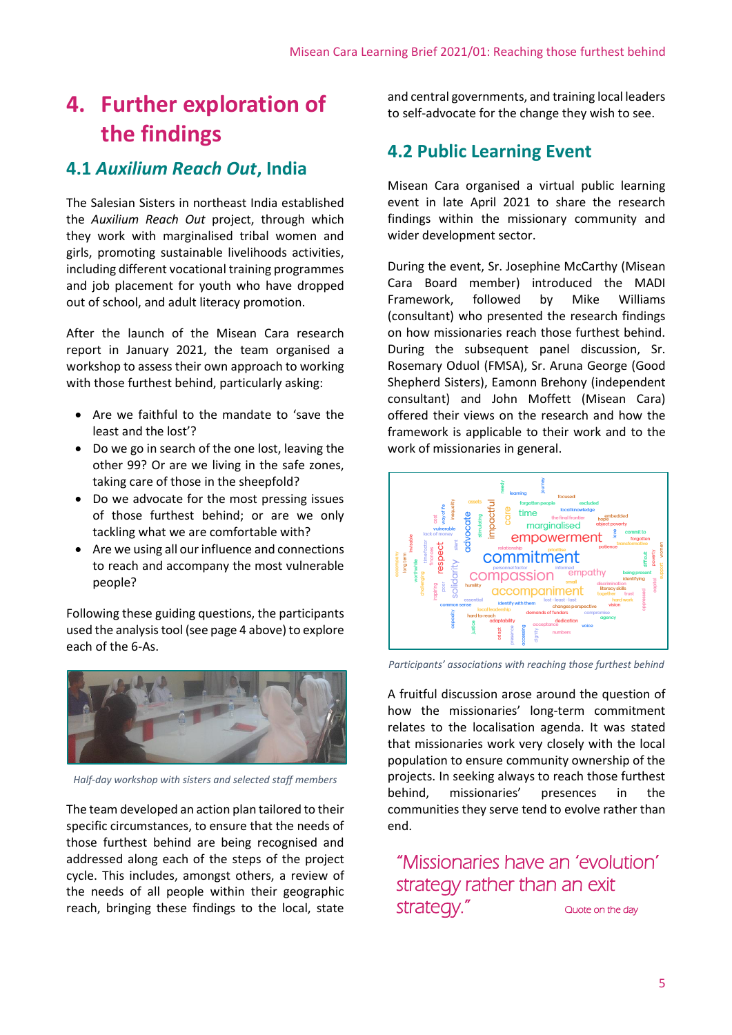# 4. Further exploration of the findings

## 4.1 *Auxilium Reach Out*, India

The Salesian Sisters in northeast India established the *Auxilium Reach Out* project, through which they work with marginalised tribal women and girls, promoting sustainable livelihoods activities, including different vocational training programmes and job placement for youth who have dropped out of school, and adult literacy promotion.

After the launch of the Misean Cara research report in January 2021, the team organised a workshop to assess their own approach to working with those furthest behind, particularly asking:

- Are we faithful to the mandate to 'save the least and the lost'?
- Do we go in search of the one lost, leaving the other 99? Or are we living in the safe zones, taking care of those in the sheepfold?
- Do we advocate for the most pressing issues of those furthest behind; or are we only tackling what we are comfortable with?
- Are we using all our influence and connections to reach and accompany the most vulnerable people?

Following these guiding questions, the participants used the analysis tool (see page 4 above) to explore each of the 6-As.

*Half-day workshop with sisters and selected staff members*

The team developed an action plan tailored to their specific circumstances, to ensure that the needs of those furthest behind are being recognised and addressed along each of the steps of the project cycle. This includes, amongst others, a review of the needs of all people within their geographic reach, bringing these findings to the local, state and central governments, and training local leaders to self-advocate for the change they wish to see.

## 4.2 Public Learning Event

Misean Cara organised a virtual public learning event in late April 2021 to share the research findings within the missionary community and wider development sector.

During the event, Sr. Josephine McCarthy (Misean Cara Board member) introduced the MADI Framework, followed by Mike Williams (consultant) who presented the research findings on how missionaries reach those furthest behind. During the subsequent panel discussion, Sr. Rosemary Oduol (FMSA), Sr. Aruna George (Good Shepherd Sisters), Eamonn Brehony (independent consultant) and John Moffett (Misean Cara) offered their views on the research and how the framework is applicable to their work and to the work of missionaries in general.

*Participants' associations with reaching those furthest behind*

A fruitful discussion arose around the question of how the missionaries' long-term commitment relates to the localisation agenda. It was stated that missionaries work very closely with the local population to ensure community ownership of the projects. In seeking always to reach those furthest behind, missionaries' presences in the communities they serve tend to evolve rather than end.

> "Missionaries have an 'evolution' strategy rather than an exit strategy."
>
> Quote on the day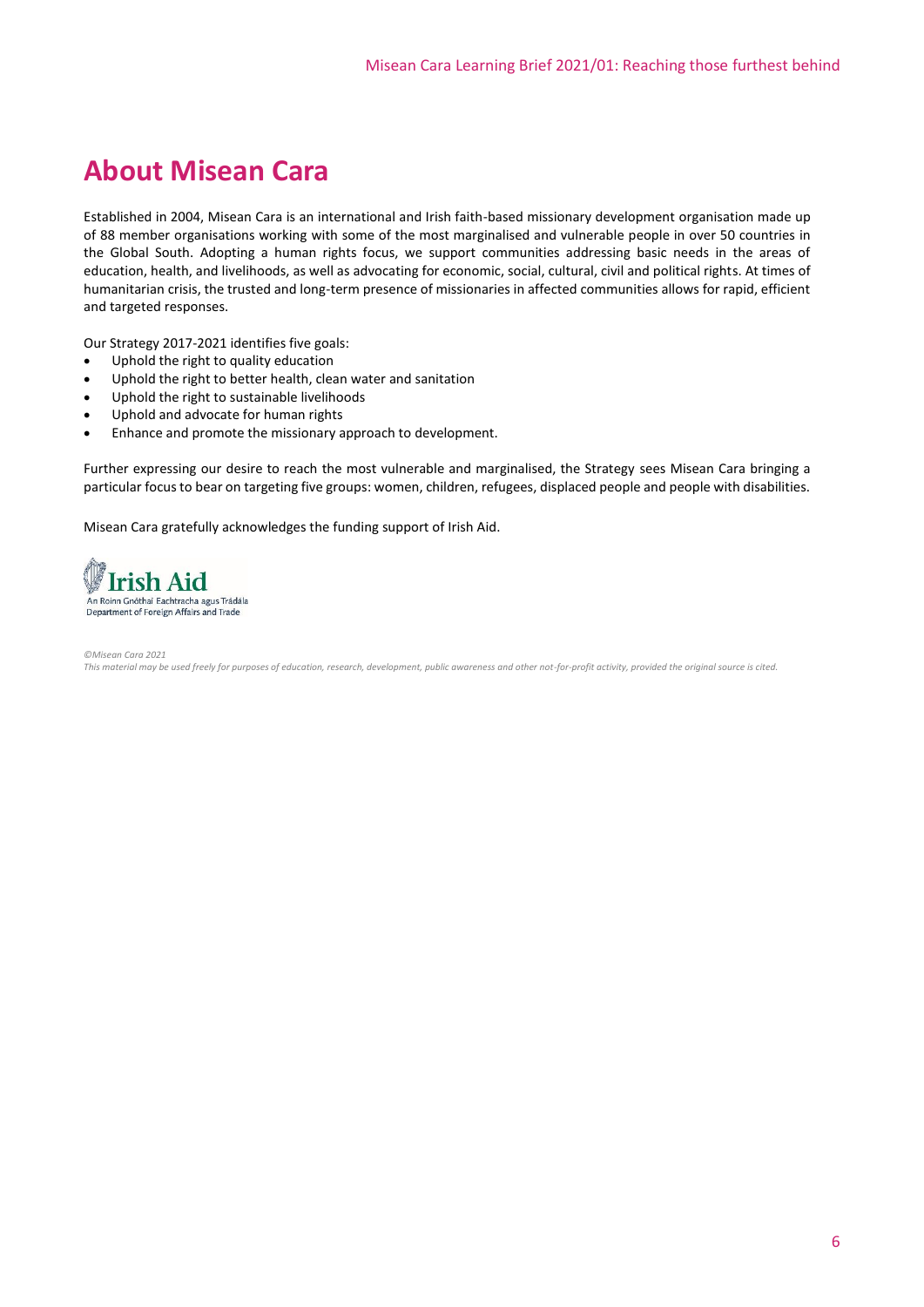## About Misean Cara

Established in 2004, Misean Cara is an international and Irish faith-based missionary development organisation made up of 88 member organisations working with some of the most marginalised and vulnerable people in over 50 countries in the Global South. Adopting a human rights focus, we support communities addressing basic needs in the areas of education, health, and livelihoods, as well as advocating for economic, social, cultural, civil and political rights. At times of humanitarian crisis, the trusted and long-term presence of missionaries in affected communities allows for rapid, efficient and targeted responses.

Our Strategy 2017-2021 identifies five goals:

- Uphold the right to quality education
- Uphold the right to better health, clean water and sanitation
- Uphold the right to sustainable livelihoods
- Uphold and advocate for human rights
- Enhance and promote the missionary approach to development.

Further expressing our desire to reach the most vulnerable and marginalised, the Strategy sees Misean Cara bringing a particular focus to bear on targeting five groups: women, children, refugees, displaced people and people with disabilities.

Misean Cara gratefully acknowledges the funding support of Irish Aid.

Irish Aid
An Roinn Gnóthaí Eachtracha agus Trádála
Department of Foreign Affairs and Trade

*©Misean Cara 2021*
*This material may be used freely for purposes of education, research, development, public awareness and other not-for-profit activity, provided the original source is cited.*